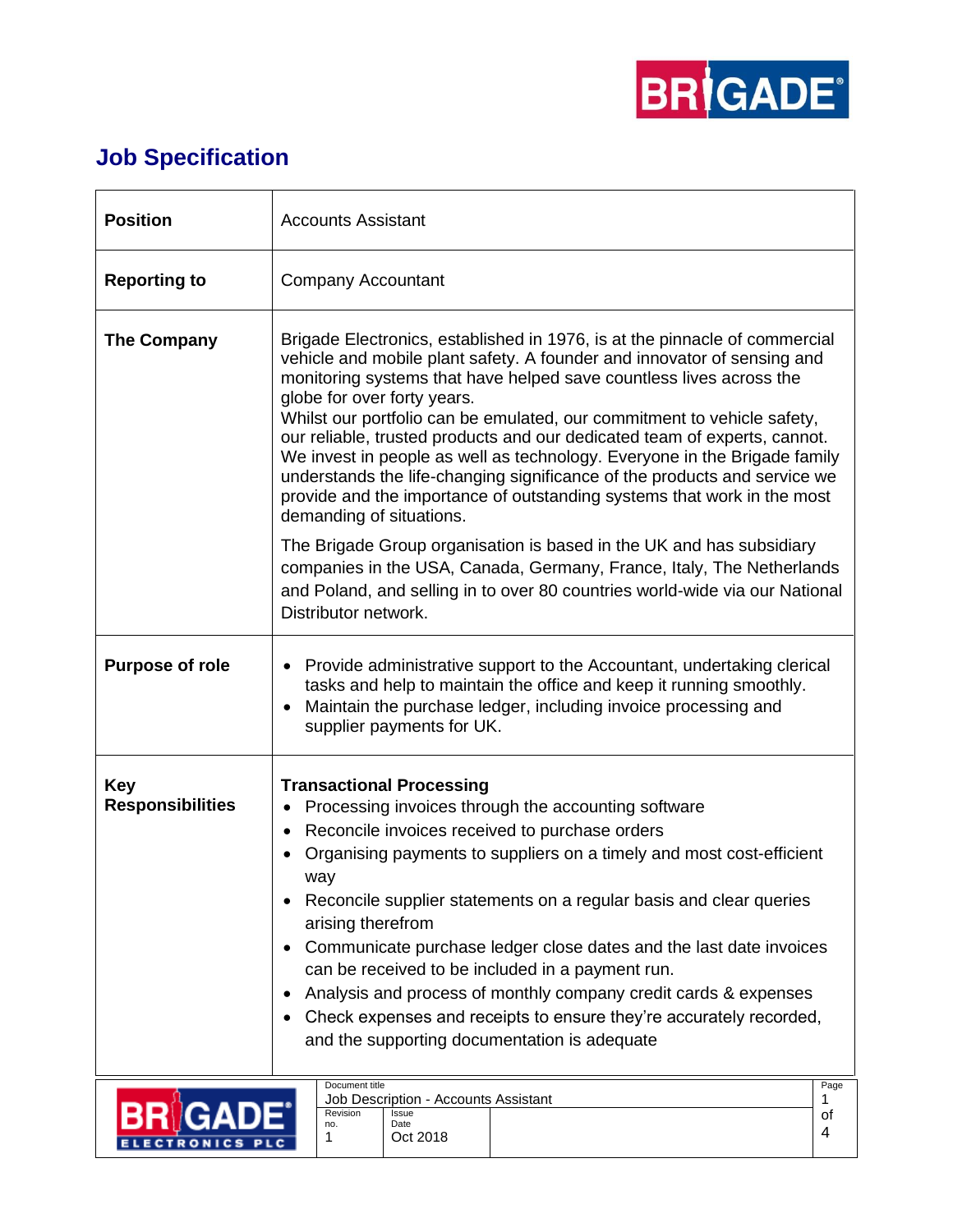# Job Specification

| **Position** | Accounts Assistant |
|---|---|
| **Reporting to** | Company Accountant |
| **The Company** | Brigade Electronics, established in 1976, is at the pinnacle of commercial vehicle and mobile plant safety. A founder and innovator of sensing and monitoring systems that have helped save countless lives across the globe for over forty years.<br>Whilst our portfolio can be emulated, our commitment to vehicle safety, our reliable, trusted products and our dedicated team of experts, cannot. We invest in people as well as technology. Everyone in the Brigade family understands the life-changing significance of the products and service we provide and the importance of outstanding systems that work in the most demanding of situations.<br><br>The Brigade Group organisation is based in the UK and has subsidiary companies in the USA, Canada, Germany, France, Italy, The Netherlands and Poland, and selling in to over 80 countries world-wide via our National Distributor network. |
| **Purpose of role** | • Provide administrative support to the Accountant, undertaking clerical tasks and help to maintain the office and keep it running smoothly.<br>• Maintain the purchase ledger, including invoice processing and supplier payments for UK. |
| **Key Responsibilities** | **Transactional Processing**<br>• Processing invoices through the accounting software<br>• Reconcile invoices received to purchase orders<br>• Organising payments to suppliers on a timely and most cost-efficient way<br>• Reconcile supplier statements on a regular basis and clear queries arising therefrom<br>• Communicate purchase ledger close dates and the last date invoices can be received to be included in a payment run.<br>• Analysis and process of monthly company credit cards & expenses<br>• Check expenses and receipts to ensure they're accurately recorded, and the supporting documentation is adequate |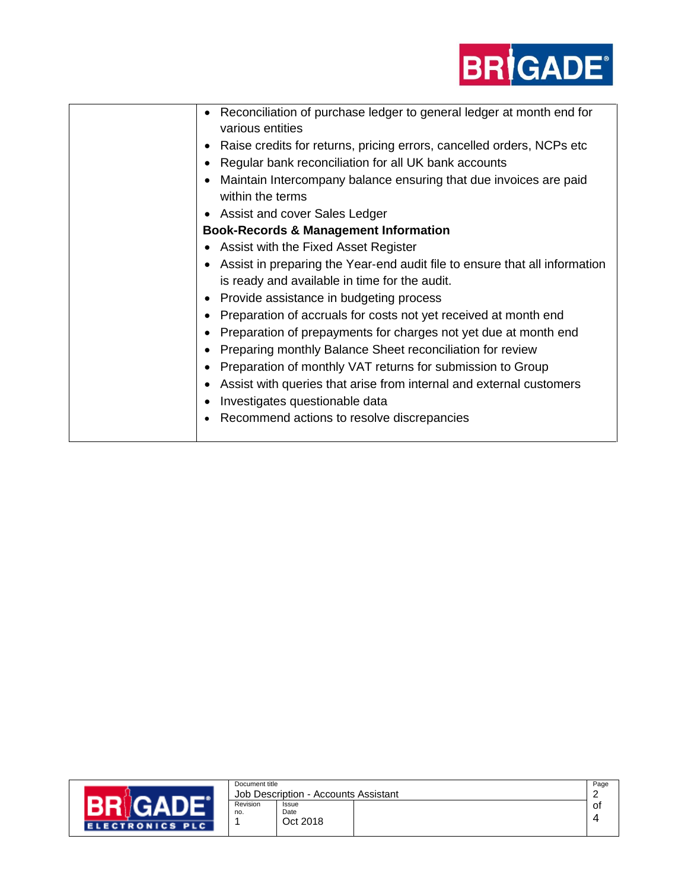| | |
|---|---|
| | • Reconciliation of purchase ledger to general ledger at month end for various entities<br>• Raise credits for returns, pricing errors, cancelled orders, NCPs etc<br>• Regular bank reconciliation for all UK bank accounts<br>• Maintain Intercompany balance ensuring that due invoices are paid within the terms<br>• Assist and cover Sales Ledger<br>**Book-Records & Management Information**<br>• Assist with the Fixed Asset Register<br>• Assist in preparing the Year-end audit file to ensure that all information is ready and available in time for the audit.<br>• Provide assistance in budgeting process<br>• Preparation of accruals for costs not yet received at month end<br>• Preparation of prepayments for charges not yet due at month end<br>• Preparing monthly Balance Sheet reconciliation for review<br>• Preparation of monthly VAT returns for submission to Group<br>• Assist with queries that arise from internal and external customers<br>• Investigates questionable data<br>• Recommend actions to resolve discrepancies |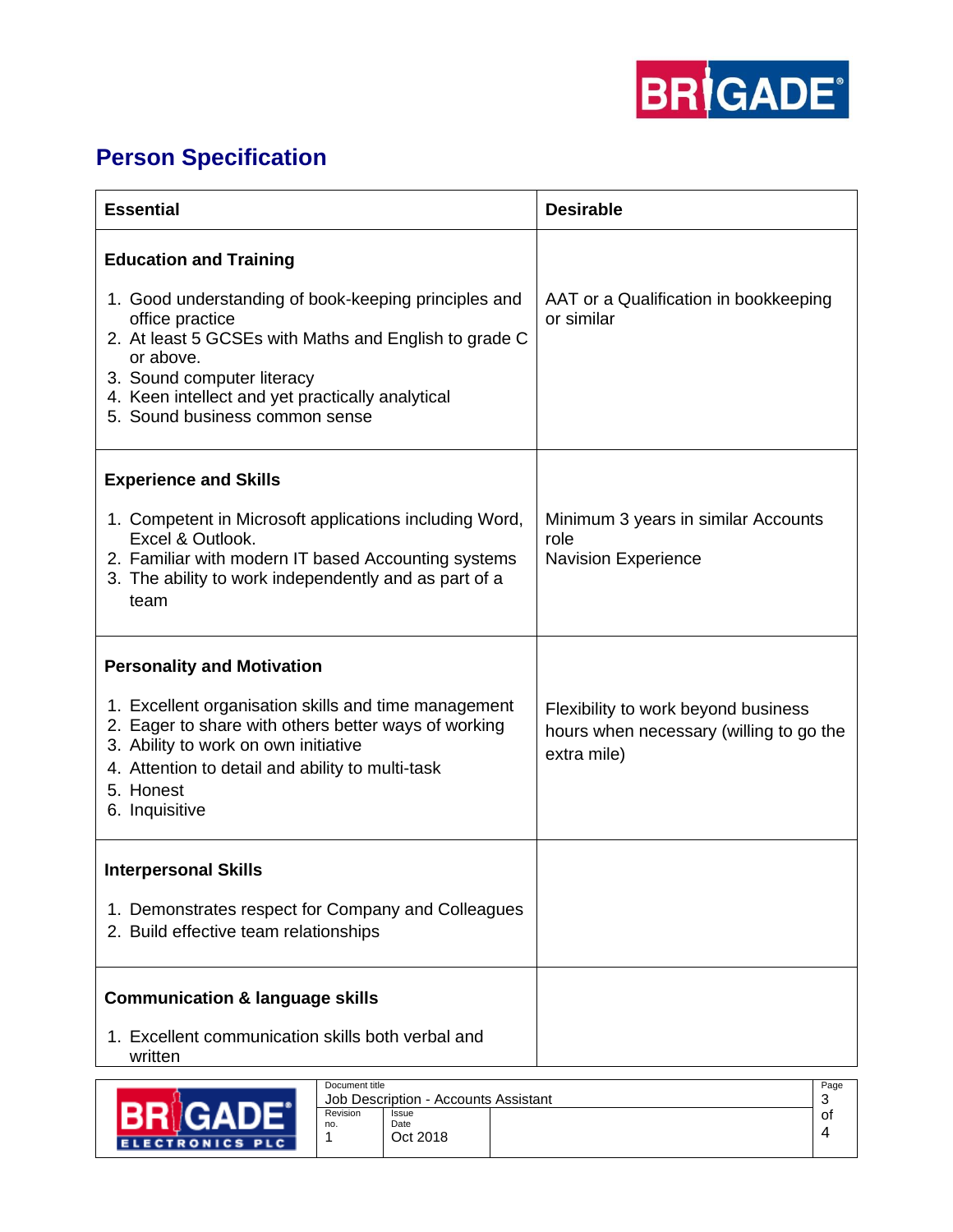## Person Specification

| Essential | Desirable |
|---|---|
| **Education and Training**<br><br>1. Good understanding of book-keeping principles and office practice<br>2. At least 5 GCSEs with Maths and English to grade C or above.<br>3. Sound computer literacy<br>4. Keen intellect and yet practically analytical<br>5. Sound business common sense | AAT or a Qualification in bookkeeping or similar |
| **Experience and Skills**<br><br>1. Competent in Microsoft applications including Word, Excel & Outlook.<br>2. Familiar with modern IT based Accounting systems<br>3. The ability to work independently and as part of a team | Minimum 3 years in similar Accounts role<br>Navision Experience |
| **Personality and Motivation**<br><br>1. Excellent organisation skills and time management<br>2. Eager to share with others better ways of working<br>3. Ability to work on own initiative<br>4. Attention to detail and ability to multi-task<br>5. Honest<br>6. Inquisitive | Flexibility to work beyond business hours when necessary (willing to go the extra mile) |
| **Interpersonal Skills**<br><br>1. Demonstrates respect for Company and Colleagues<br>2. Build effective team relationships | |
| **Communication & language skills**<br><br>1. Excellent communication skills both verbal and written | |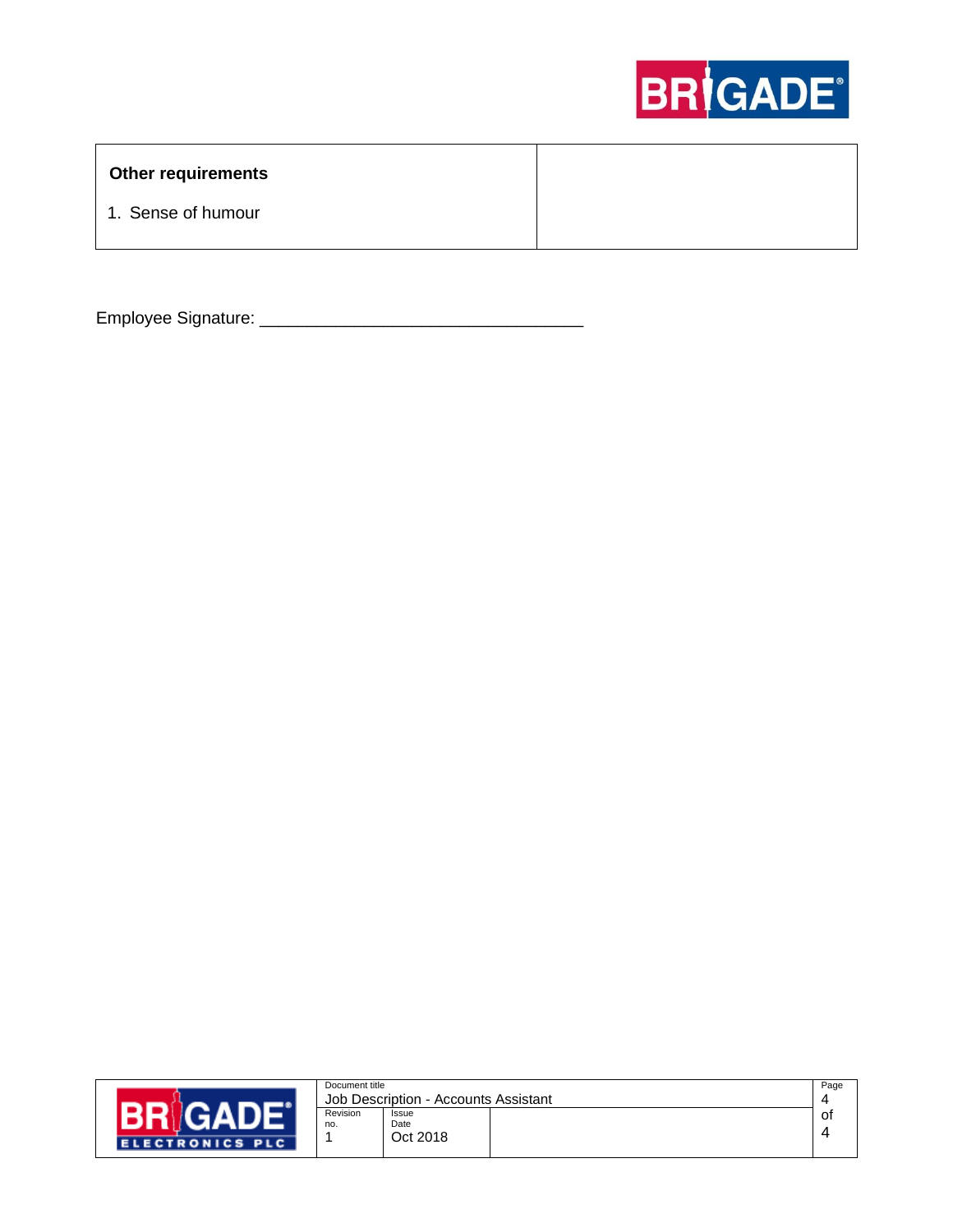| **Other requirements** | |
| --- | --- |
| 1. Sense of humour | |

Employee Signature: ___________________________________